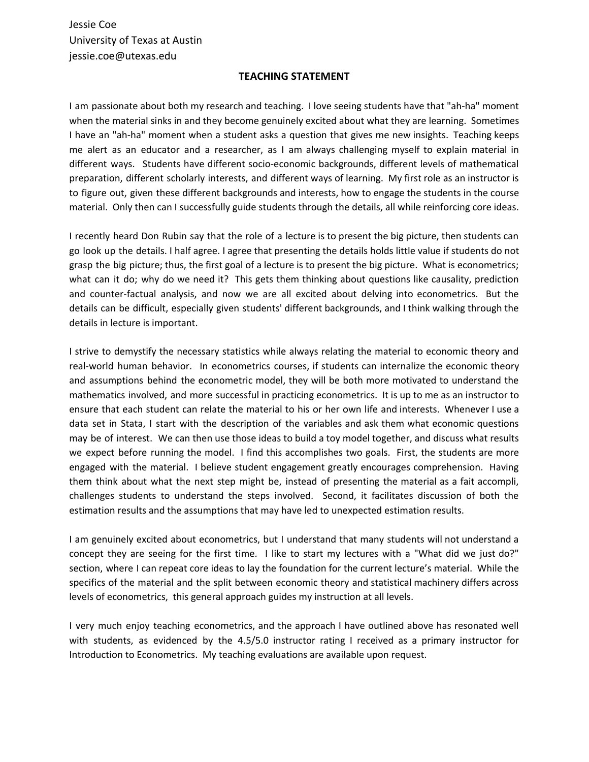Jessie Coe
University of Texas at Austin
jessie.coe@utexas.edu

# TEACHING STATEMENT

I am passionate about both my research and teaching. I love seeing students have that "ah-ha" moment when the material sinks in and they become genuinely excited about what they are learning. Sometimes I have an "ah-ha" moment when a student asks a question that gives me new insights. Teaching keeps me alert as an educator and a researcher, as I am always challenging myself to explain material in different ways. Students have different socio-economic backgrounds, different levels of mathematical preparation, different scholarly interests, and different ways of learning. My first role as an instructor is to figure out, given these different backgrounds and interests, how to engage the students in the course material. Only then can I successfully guide students through the details, all while reinforcing core ideas.

I recently heard Don Rubin say that the role of a lecture is to present the big picture, then students can go look up the details. I half agree. I agree that presenting the details holds little value if students do not grasp the big picture; thus, the first goal of a lecture is to present the big picture. What is econometrics; what can it do; why do we need it? This gets them thinking about questions like causality, prediction and counter-factual analysis, and now we are all excited about delving into econometrics. But the details can be difficult, especially given students' different backgrounds, and I think walking through the details in lecture is important.

I strive to demystify the necessary statistics while always relating the material to economic theory and real-world human behavior. In econometrics courses, if students can internalize the economic theory and assumptions behind the econometric model, they will be both more motivated to understand the mathematics involved, and more successful in practicing econometrics. It is up to me as an instructor to ensure that each student can relate the material to his or her own life and interests. Whenever I use a data set in Stata, I start with the description of the variables and ask them what economic questions may be of interest. We can then use those ideas to build a toy model together, and discuss what results we expect before running the model. I find this accomplishes two goals. First, the students are more engaged with the material. I believe student engagement greatly encourages comprehension. Having them think about what the next step might be, instead of presenting the material as a fait accompli, challenges students to understand the steps involved. Second, it facilitates discussion of both the estimation results and the assumptions that may have led to unexpected estimation results.

I am genuinely excited about econometrics, but I understand that many students will not understand a concept they are seeing for the first time. I like to start my lectures with a "What did we just do?" section, where I can repeat core ideas to lay the foundation for the current lecture's material. While the specifics of the material and the split between economic theory and statistical machinery differs across levels of econometrics, this general approach guides my instruction at all levels.

I very much enjoy teaching econometrics, and the approach I have outlined above has resonated well with students, as evidenced by the 4.5/5.0 instructor rating I received as a primary instructor for Introduction to Econometrics. My teaching evaluations are available upon request.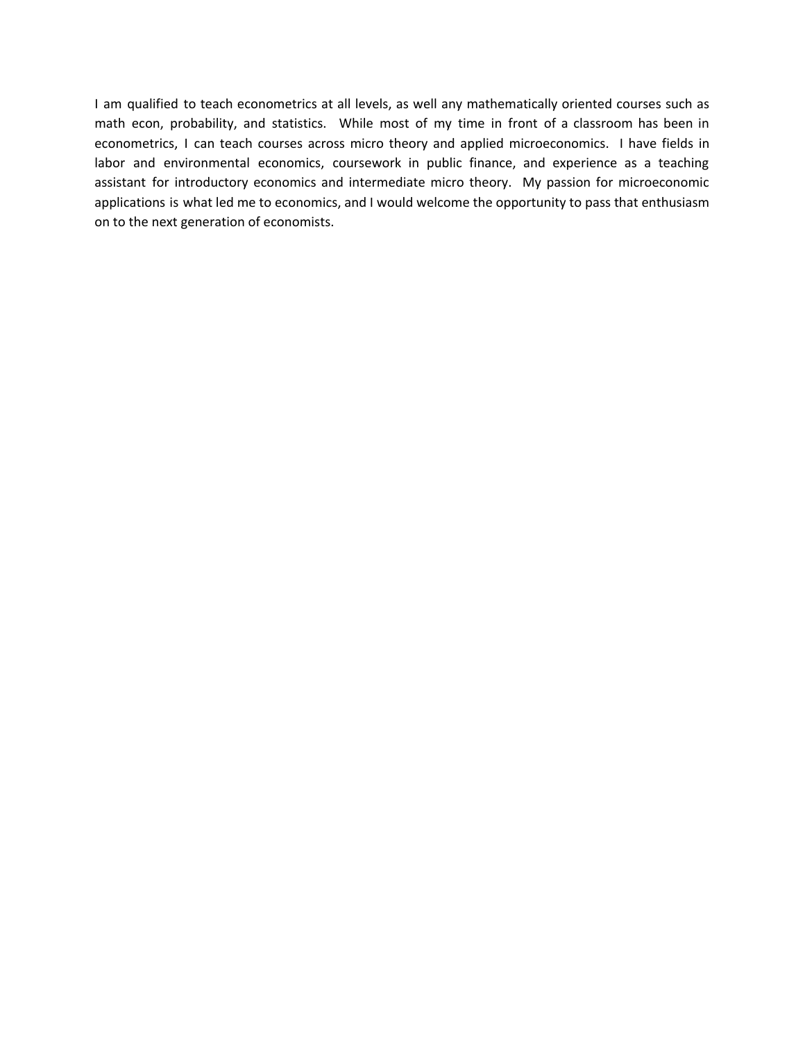I am qualified to teach econometrics at all levels, as well any mathematically oriented courses such as math econ, probability, and statistics. While most of my time in front of a classroom has been in econometrics, I can teach courses across micro theory and applied microeconomics. I have fields in labor and environmental economics, coursework in public finance, and experience as a teaching assistant for introductory economics and intermediate micro theory. My passion for microeconomic applications is what led me to economics, and I would welcome the opportunity to pass that enthusiasm on to the next generation of economists.